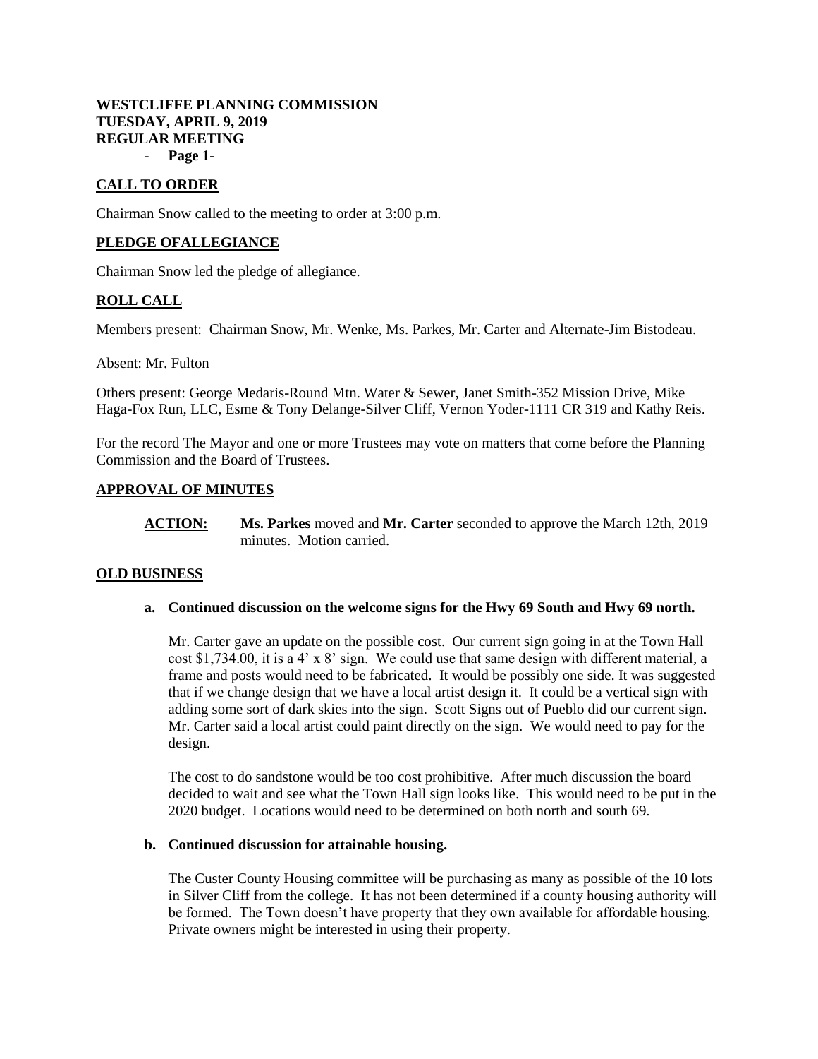**WESTCLIFFE PLANNING COMMISSION**
**TUESDAY, APRIL 9, 2019**
**REGULAR MEETING**

## CALL TO ORDER

Chairman Snow called to the meeting to order at 3:00 p.m.

## PLEDGE OFALLEGIANCE

Chairman Snow led the pledge of allegiance.

## ROLL CALL

Members present: Chairman Snow, Mr. Wenke, Ms. Parkes, Mr. Carter and Alternate-Jim Bistodeau.

Absent: Mr. Fulton

Others present: George Medaris-Round Mtn. Water & Sewer, Janet Smith-352 Mission Drive, Mike Haga-Fox Run, LLC, Esme & Tony Delange-Silver Cliff, Vernon Yoder-1111 CR 319 and Kathy Reis.

For the record The Mayor and one or more Trustees may vote on matters that come before the Planning Commission and the Board of Trustees.

## APPROVAL OF MINUTES

**ACTION:** **Ms. Parkes** moved and **Mr. Carter** seconded to approve the March 12th, 2019 minutes. Motion carried.

## OLD BUSINESS

**a. Continued discussion on the welcome signs for the Hwy 69 South and Hwy 69 north.**

Mr. Carter gave an update on the possible cost. Our current sign going in at the Town Hall cost $1,734.00, it is a 4' x 8' sign. We could use that same design with different material, a frame and posts would need to be fabricated. It would be possibly one side. It was suggested that if we change design that we have a local artist design it. It could be a vertical sign with adding some sort of dark skies into the sign. Scott Signs out of Pueblo did our current sign. Mr. Carter said a local artist could paint directly on the sign. We would need to pay for the design.

The cost to do sandstone would be too cost prohibitive. After much discussion the board decided to wait and see what the Town Hall sign looks like. This would need to be put in the 2020 budget. Locations would need to be determined on both north and south 69.

**b. Continued discussion for attainable housing.**

The Custer County Housing committee will be purchasing as many as possible of the 10 lots in Silver Cliff from the college. It has not been determined if a county housing authority will be formed. The Town doesn't have property that they own available for affordable housing. Private owners might be interested in using their property.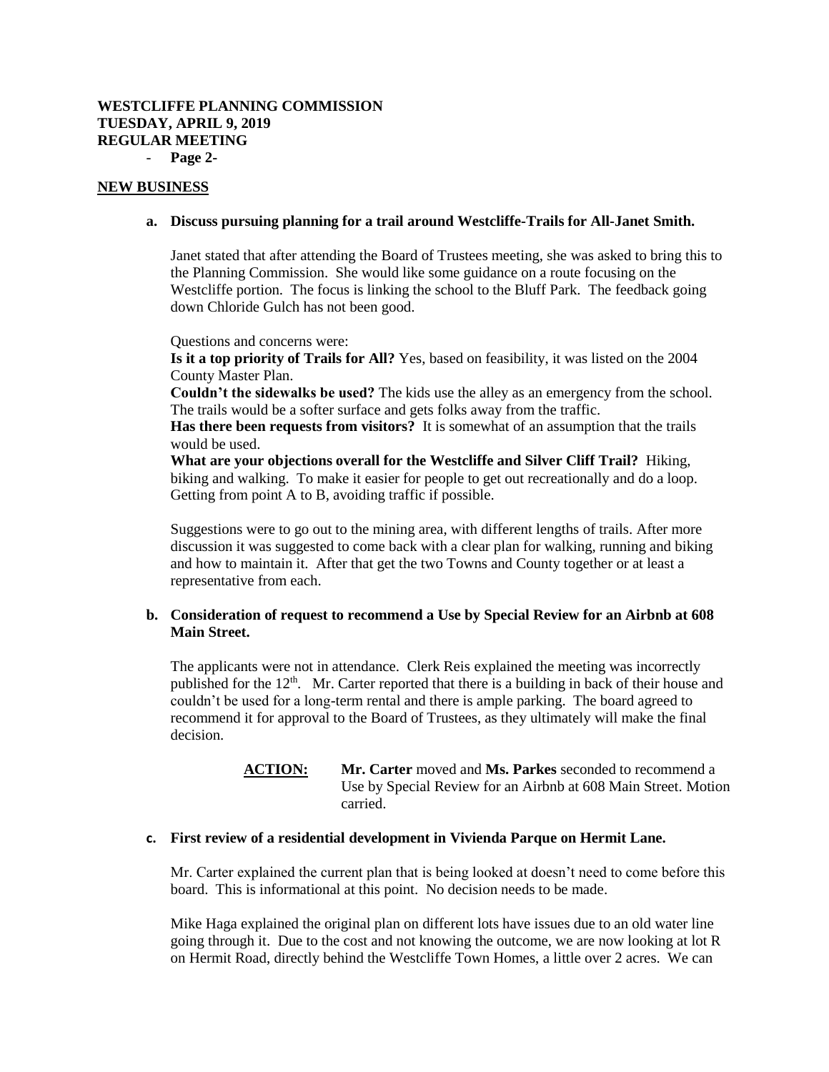**WESTCLIFFE PLANNING COMMISSION**
**TUESDAY, APRIL 9, 2019**
**REGULAR MEETING**

- **Page 2-**

## NEW BUSINESS

### a. Discuss pursuing planning for a trail around Westcliffe-Trails for All-Janet Smith.

Janet stated that after attending the Board of Trustees meeting, she was asked to bring this to the Planning Commission. She would like some guidance on a route focusing on the Westcliffe portion. The focus is linking the school to the Bluff Park. The feedback going down Chloride Gulch has not been good.

Questions and concerns were:
**Is it a top priority of Trails for All?** Yes, based on feasibility, it was listed on the 2004 County Master Plan.
**Couldn't the sidewalks be used?** The kids use the alley as an emergency from the school. The trails would be a softer surface and gets folks away from the traffic.
**Has there been requests from visitors?** It is somewhat of an assumption that the trails would be used.
**What are your objections overall for the Westcliffe and Silver Cliff Trail?** Hiking, biking and walking. To make it easier for people to get out recreationally and do a loop. Getting from point A to B, avoiding traffic if possible.

Suggestions were to go out to the mining area, with different lengths of trails. After more discussion it was suggested to come back with a clear plan for walking, running and biking and how to maintain it. After that get the two Towns and County together or at least a representative from each.

### b. Consideration of request to recommend a Use by Special Review for an Airbnb at 608 Main Street.

The applicants were not in attendance. Clerk Reis explained the meeting was incorrectly published for the 12th. Mr. Carter reported that there is a building in back of their house and couldn't be used for a long-term rental and there is ample parking. The board agreed to recommend it for approval to the Board of Trustees, as they ultimately will make the final decision.

> **ACTION:** **Mr. Carter** moved and **Ms. Parkes** seconded to recommend a Use by Special Review for an Airbnb at 608 Main Street. Motion carried.

### c. First review of a residential development in Vivienda Parque on Hermit Lane.

Mr. Carter explained the current plan that is being looked at doesn't need to come before this board. This is informational at this point. No decision needs to be made.

Mike Haga explained the original plan on different lots have issues due to an old water line going through it. Due to the cost and not knowing the outcome, we are now looking at lot R on Hermit Road, directly behind the Westcliffe Town Homes, a little over 2 acres. We can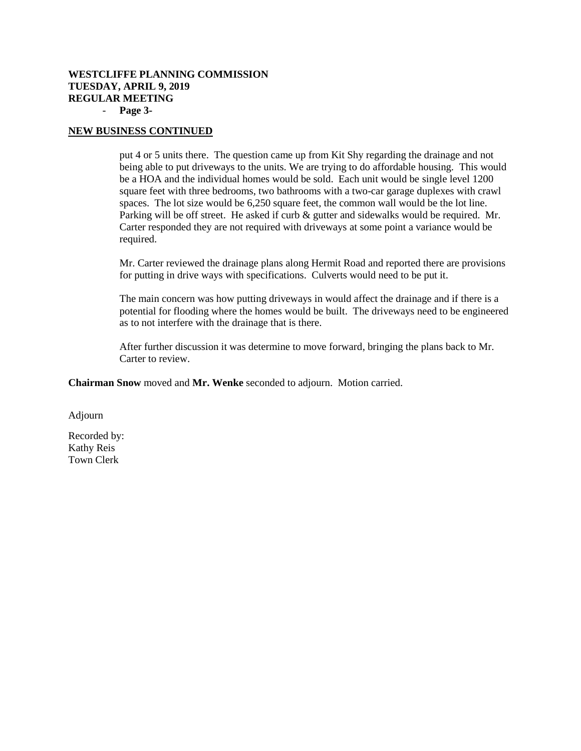## NEW BUSINESS CONTINUED

put 4 or 5 units there. The question came up from Kit Shy regarding the drainage and not being able to put driveways to the units. We are trying to do affordable housing. This would be a HOA and the individual homes would be sold. Each unit would be single level 1200 square feet with three bedrooms, two bathrooms with a two-car garage duplexes with crawl spaces. The lot size would be 6,250 square feet, the common wall would be the lot line. Parking will be off street. He asked if curb & gutter and sidewalks would be required. Mr. Carter responded they are not required with driveways at some point a variance would be required.

Mr. Carter reviewed the drainage plans along Hermit Road and reported there are provisions for putting in drive ways with specifications. Culverts would need to be put it.

The main concern was how putting driveways in would affect the drainage and if there is a potential for flooding where the homes would be built. The driveways need to be engineered as to not interfere with the drainage that is there.

After further discussion it was determine to move forward, bringing the plans back to Mr. Carter to review.

**Chairman Snow** moved and **Mr. Wenke** seconded to adjourn. Motion carried.

Adjourn

Recorded by:
Kathy Reis
Town Clerk